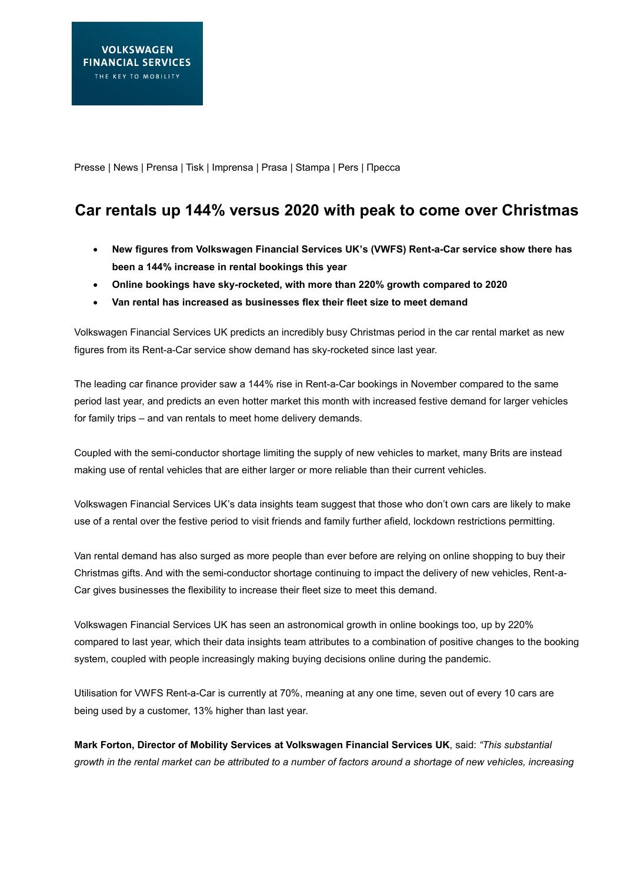VOLKSWAGEN
FINANCIAL SERVICES
THE KEY TO MOBILITY

Presse | News | Prensa | Tisk | Imprensa | Prasa | Stampa | Pers | Пресса

# Car rentals up 144% versus 2020 with peak to come over Christmas

- **New figures from Volkswagen Financial Services UK's (VWFS) Rent-a-Car service show there has been a 144% increase in rental bookings this year**
- **Online bookings have sky-rocketed, with more than 220% growth compared to 2020**
- **Van rental has increased as businesses flex their fleet size to meet demand**

Volkswagen Financial Services UK predicts an incredibly busy Christmas period in the car rental market as new figures from its Rent-a-Car service show demand has sky-rocketed since last year.

The leading car finance provider saw a 144% rise in Rent-a-Car bookings in November compared to the same period last year, and predicts an even hotter market this month with increased festive demand for larger vehicles for family trips – and van rentals to meet home delivery demands.

Coupled with the semi-conductor shortage limiting the supply of new vehicles to market, many Brits are instead making use of rental vehicles that are either larger or more reliable than their current vehicles.

Volkswagen Financial Services UK's data insights team suggest that those who don't own cars are likely to make use of a rental over the festive period to visit friends and family further afield, lockdown restrictions permitting.

Van rental demand has also surged as more people than ever before are relying on online shopping to buy their Christmas gifts. And with the semi-conductor shortage continuing to impact the delivery of new vehicles, Rent-a-Car gives businesses the flexibility to increase their fleet size to meet this demand.

Volkswagen Financial Services UK has seen an astronomical growth in online bookings too, up by 220% compared to last year, which their data insights team attributes to a combination of positive changes to the booking system, coupled with people increasingly making buying decisions online during the pandemic.

Utilisation for VWFS Rent-a-Car is currently at 70%, meaning at any one time, seven out of every 10 cars are being used by a customer, 13% higher than last year.

**Mark Forton, Director of Mobility Services at Volkswagen Financial Services UK**, said: *"This substantial growth in the rental market can be attributed to a number of factors around a shortage of new vehicles, increasing*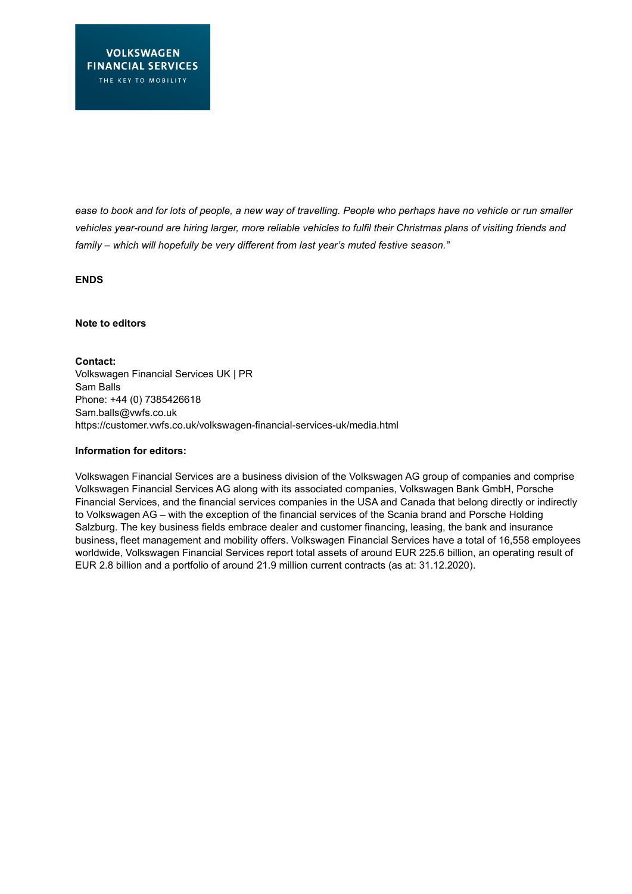*ease to book and for lots of people, a new way of travelling. People who perhaps have no vehicle or run smaller vehicles year-round are hiring larger, more reliable vehicles to fulfil their Christmas plans of visiting friends and family – which will hopefully be very different from last year's muted festive season."*

**ENDS**

**Note to editors**

**Contact:**
Volkswagen Financial Services UK | PR
Sam Balls
Phone: +44 (0) 7385426618
Sam.balls@vwfs.co.uk
https://customer.vwfs.co.uk/volkswagen-financial-services-uk/media.html

**Information for editors:**

Volkswagen Financial Services are a business division of the Volkswagen AG group of companies and comprise Volkswagen Financial Services AG along with its associated companies, Volkswagen Bank GmbH, Porsche Financial Services, and the financial services companies in the USA and Canada that belong directly or indirectly to Volkswagen AG – with the exception of the financial services of the Scania brand and Porsche Holding Salzburg. The key business fields embrace dealer and customer financing, leasing, the bank and insurance business, fleet management and mobility offers. Volkswagen Financial Services have a total of 16,558 employees worldwide, Volkswagen Financial Services report total assets of around EUR 225.6 billion, an operating result of EUR 2.8 billion and a portfolio of around 21.9 million current contracts (as at: 31.12.2020).